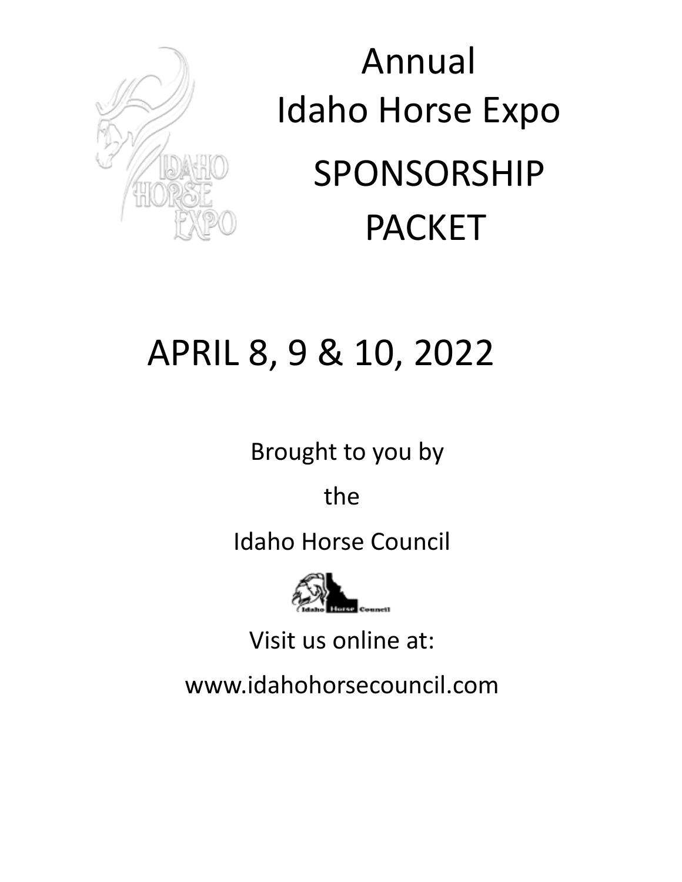# Annual Idaho Horse Expo

# SPONSORSHIP PACKET

## APRIL 8, 9 & 10, 2022

Brought to you by

the

Idaho Horse Council

Visit us online at:

www.idahohorsecouncil.com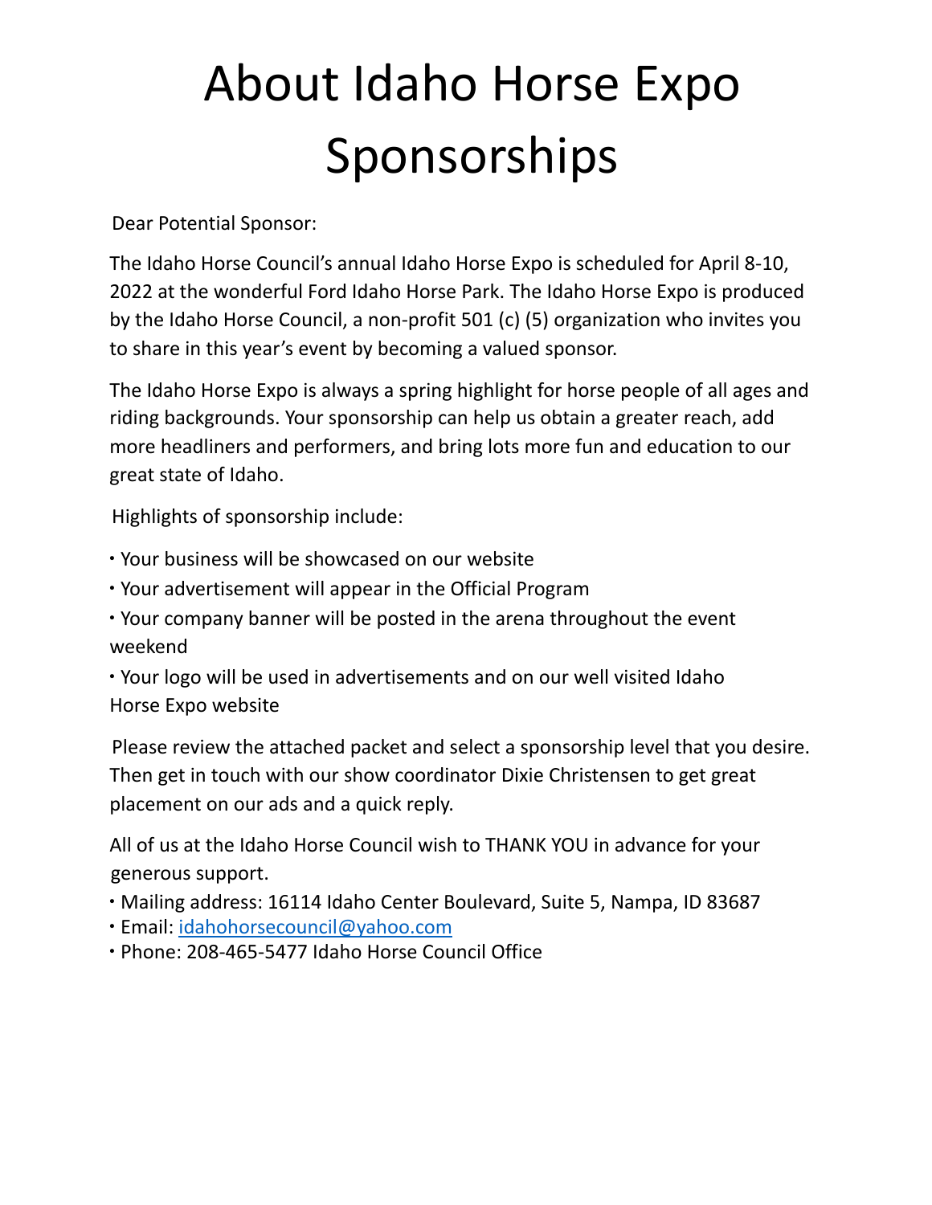# About Idaho Horse Expo Sponsorships

Dear Potential Sponsor:

The Idaho Horse Council's annual Idaho Horse Expo is scheduled for April 8-10, 2022 at the wonderful Ford Idaho Horse Park. The Idaho Horse Expo is produced by the Idaho Horse Council, a non-profit 501 (c) (5) organization who invites you to share in this year's event by becoming a valued sponsor.

The Idaho Horse Expo is always a spring highlight for horse people of all ages and riding backgrounds. Your sponsorship can help us obtain a greater reach, add more headliners and performers, and bring lots more fun and education to our great state of Idaho.

Highlights of sponsorship include:

- Your business will be showcased on our website
- Your advertisement will appear in the Official Program
- Your company banner will be posted in the arena throughout the event weekend
- Your logo will be used in advertisements and on our well visited Idaho Horse Expo website

Please review the attached packet and select a sponsorship level that you desire. Then get in touch with our show coordinator Dixie Christensen to get great placement on our ads and a quick reply.

All of us at the Idaho Horse Council wish to THANK YOU in advance for your generous support.

- Mailing address: 16114 Idaho Center Boulevard, Suite 5, Nampa, ID 83687
- Email: idahohorsecouncil@yahoo.com
- Phone: 208-465-5477 Idaho Horse Council Office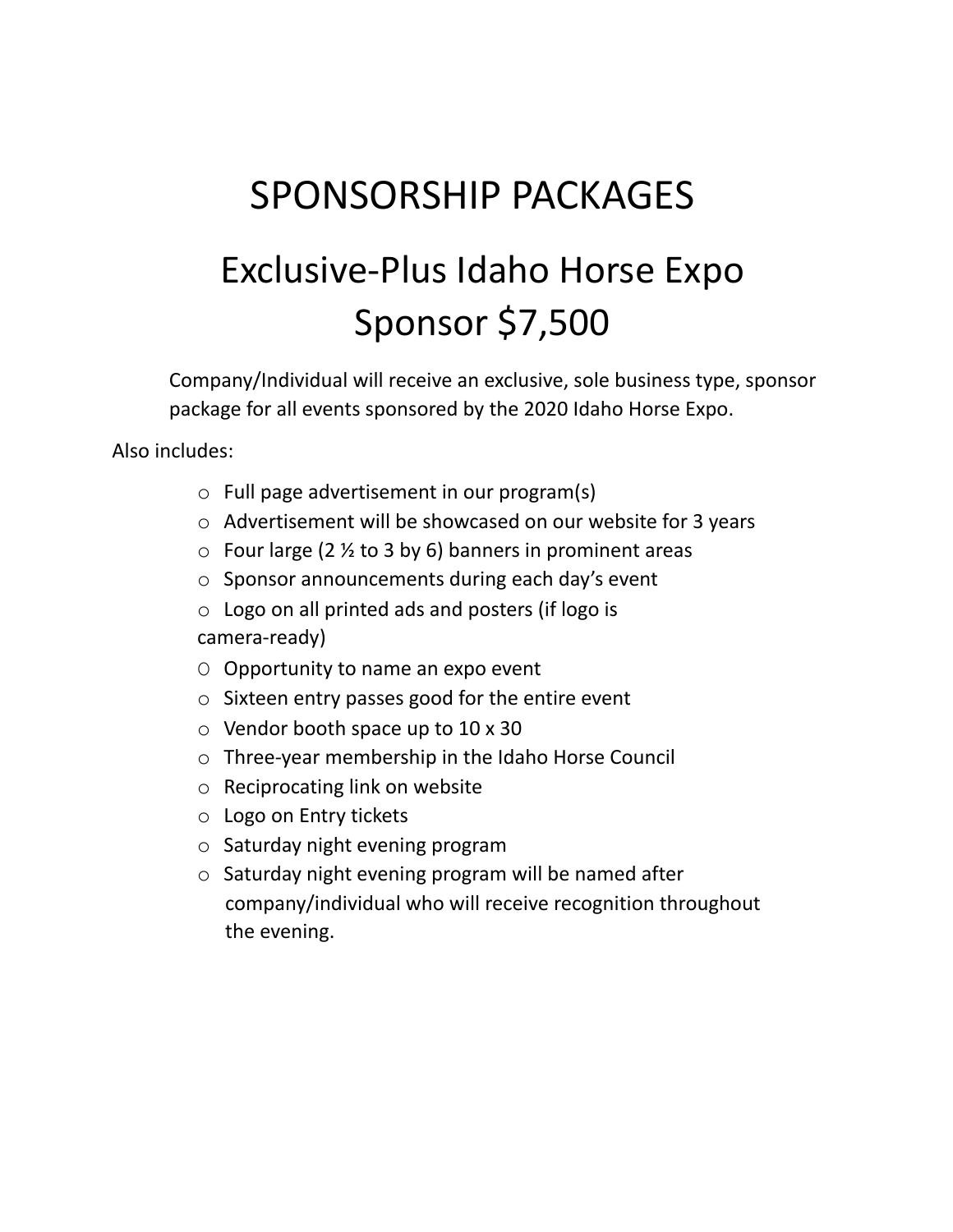# SPONSORSHIP PACKAGES

## Exclusive-Plus Idaho Horse Expo Sponsor $7,500

Company/Individual will receive an exclusive, sole business type, sponsor package for all events sponsored by the 2020 Idaho Horse Expo.

Also includes:

- Full page advertisement in our program(s)
- Advertisement will be showcased on our website for 3 years
- Four large (2 ½ to 3 by 6) banners in prominent areas
- Sponsor announcements during each day's event
- Logo on all printed ads and posters (if logo is camera-ready)
- Opportunity to name an expo event
- Sixteen entry passes good for the entire event
- Vendor booth space up to 10 x 30
- Three-year membership in the Idaho Horse Council
- Reciprocating link on website
- Logo on Entry tickets
- Saturday night evening program
- Saturday night evening program will be named after company/individual who will receive recognition throughout the evening.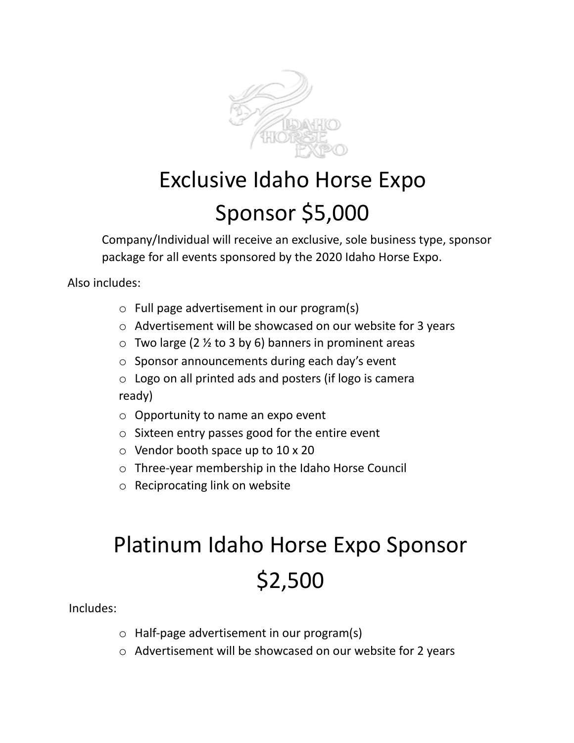# Exclusive Idaho Horse Expo Sponsor $5,000

Company/Individual will receive an exclusive, sole business type, sponsor package for all events sponsored by the 2020 Idaho Horse Expo.

Also includes:

- Full page advertisement in our program(s)
- Advertisement will be showcased on our website for 3 years
- Two large (2 ½ to 3 by 6) banners in prominent areas
- Sponsor announcements during each day's event
- Logo on all printed ads and posters (if logo is camera ready)
- Opportunity to name an expo event
- Sixteen entry passes good for the entire event
- Vendor booth space up to 10 x 20
- Three-year membership in the Idaho Horse Council
- Reciprocating link on website

# Platinum Idaho Horse Expo Sponsor $2,500

Includes:

- Half-page advertisement in our program(s)
- Advertisement will be showcased on our website for 2 years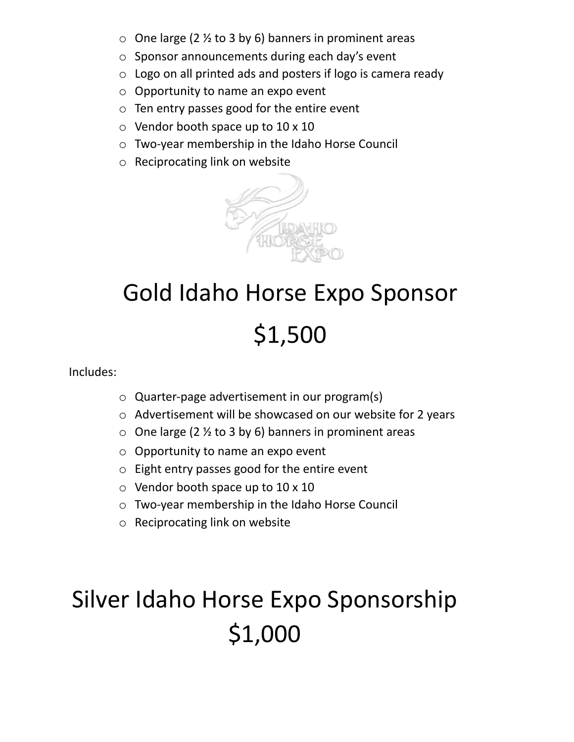- One large (2 ½ to 3 by 6) banners in prominent areas
- Sponsor announcements during each day's event
- Logo on all printed ads and posters if logo is camera ready
- Opportunity to name an expo event
- Ten entry passes good for the entire event
- Vendor booth space up to 10 x 10
- Two-year membership in the Idaho Horse Council
- Reciprocating link on website

# Gold Idaho Horse Expo Sponsor

# $1,500

Includes:

- Quarter-page advertisement in our program(s)
- Advertisement will be showcased on our website for 2 years
- One large (2 ½ to 3 by 6) banners in prominent areas
- Opportunity to name an expo event
- Eight entry passes good for the entire event
- Vendor booth space up to 10 x 10
- Two-year membership in the Idaho Horse Council
- Reciprocating link on website

# Silver Idaho Horse Expo Sponsorship

# $1,000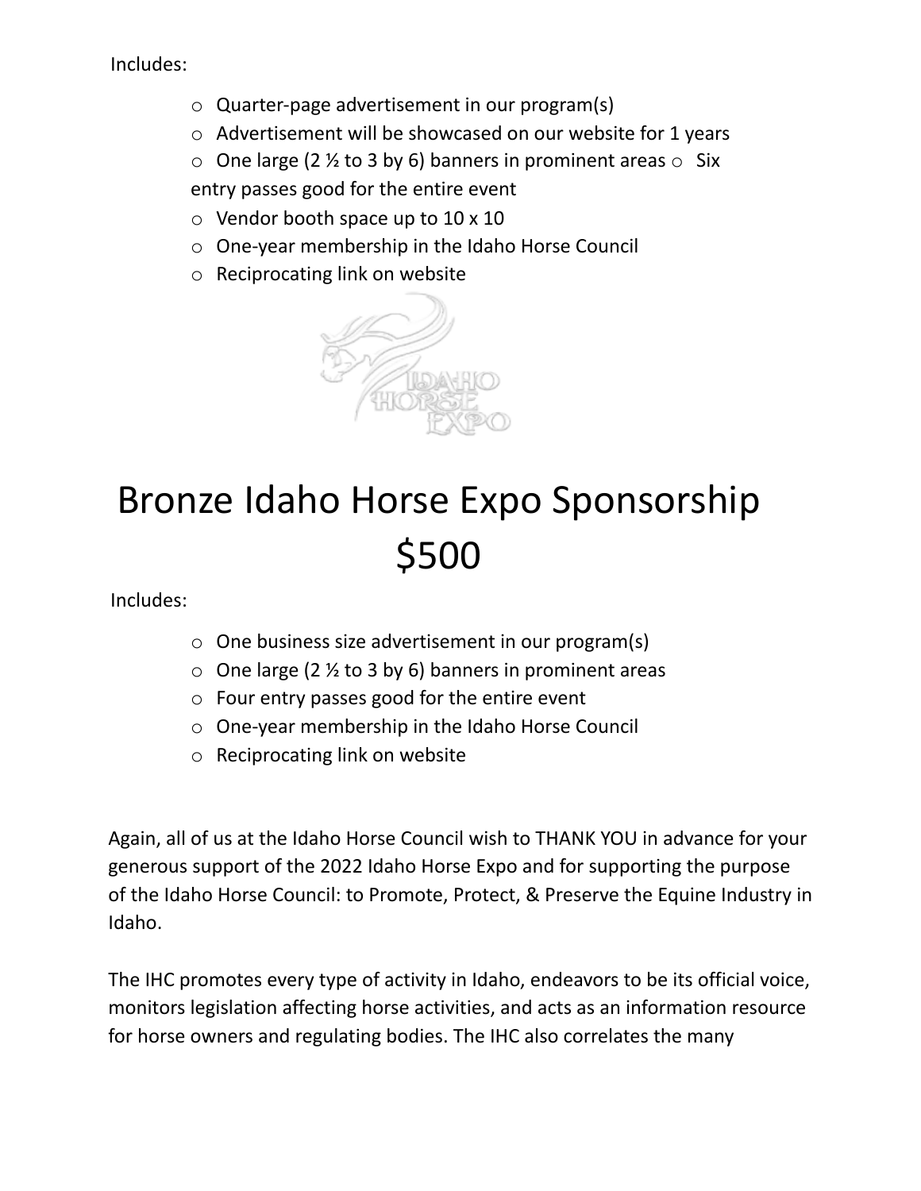Includes:

- Quarter-page advertisement in our program(s)
- Advertisement will be showcased on our website for 1 years
- One large (2 ½ to 3 by 6) banners in prominent areas
- Six entry passes good for the entire event
- Vendor booth space up to 10 x 10
- One-year membership in the Idaho Horse Council
- Reciprocating link on website

# Bronze Idaho Horse Expo Sponsorship $500

Includes:

- One business size advertisement in our program(s)
- One large (2 ½ to 3 by 6) banners in prominent areas
- Four entry passes good for the entire event
- One-year membership in the Idaho Horse Council
- Reciprocating link on website

Again, all of us at the Idaho Horse Council wish to THANK YOU in advance for your generous support of the 2022 Idaho Horse Expo and for supporting the purpose of the Idaho Horse Council: to Promote, Protect, & Preserve the Equine Industry in Idaho.

The IHC promotes every type of activity in Idaho, endeavors to be its official voice, monitors legislation affecting horse activities, and acts as an information resource for horse owners and regulating bodies. The IHC also correlates the many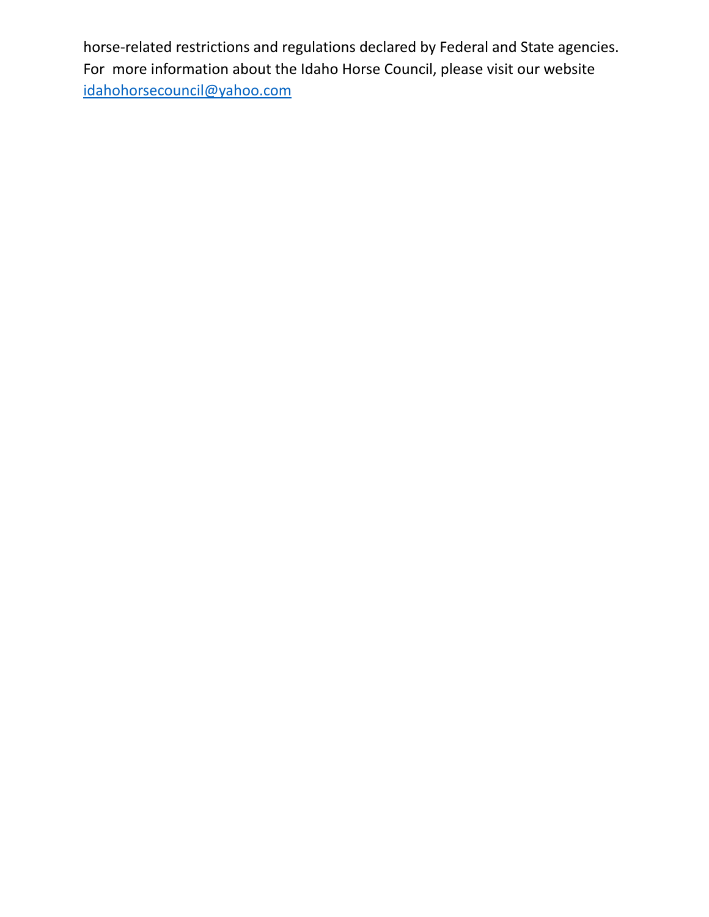horse-related restrictions and regulations declared by Federal and State agencies. For more information about the Idaho Horse Council, please visit our website idahohorsecouncil@yahoo.com